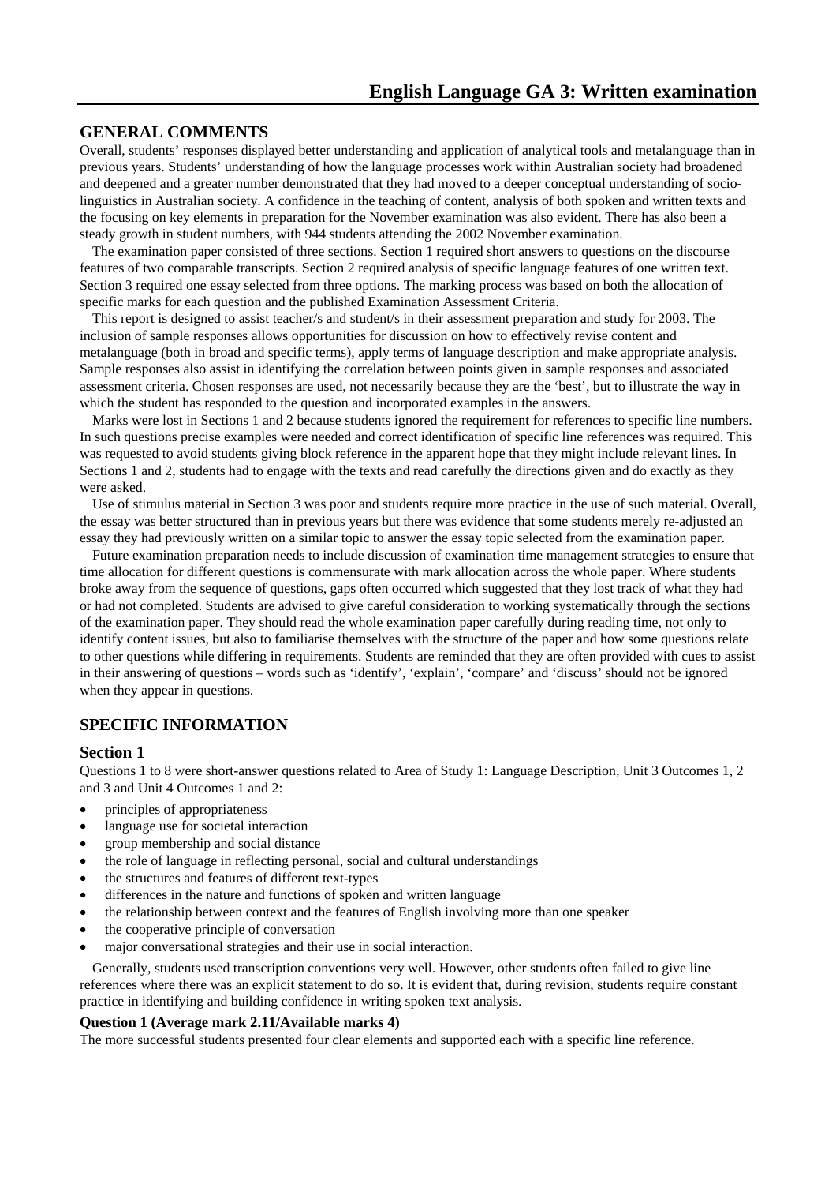# English Language GA 3: Written examination

## GENERAL COMMENTS

Overall, students' responses displayed better understanding and application of analytical tools and metalanguage than in previous years. Students' understanding of how the language processes work within Australian society had broadened and deepened and a greater number demonstrated that they had moved to a deeper conceptual understanding of socio-linguistics in Australian society. A confidence in the teaching of content, analysis of both spoken and written texts and the focusing on key elements in preparation for the November examination was also evident. There has also been a steady growth in student numbers, with 944 students attending the 2002 November examination.

The examination paper consisted of three sections. Section 1 required short answers to questions on the discourse features of two comparable transcripts. Section 2 required analysis of specific language features of one written text. Section 3 required one essay selected from three options. The marking process was based on both the allocation of specific marks for each question and the published Examination Assessment Criteria.

This report is designed to assist teacher/s and student/s in their assessment preparation and study for 2003. The inclusion of sample responses allows opportunities for discussion on how to effectively revise content and metalanguage (both in broad and specific terms), apply terms of language description and make appropriate analysis. Sample responses also assist in identifying the correlation between points given in sample responses and associated assessment criteria. Chosen responses are used, not necessarily because they are the 'best', but to illustrate the way in which the student has responded to the question and incorporated examples in the answers.

Marks were lost in Sections 1 and 2 because students ignored the requirement for references to specific line numbers. In such questions precise examples were needed and correct identification of specific line references was required. This was requested to avoid students giving block reference in the apparent hope that they might include relevant lines. In Sections 1 and 2, students had to engage with the texts and read carefully the directions given and do exactly as they were asked.

Use of stimulus material in Section 3 was poor and students require more practice in the use of such material. Overall, the essay was better structured than in previous years but there was evidence that some students merely re-adjusted an essay they had previously written on a similar topic to answer the essay topic selected from the examination paper.

Future examination preparation needs to include discussion of examination time management strategies to ensure that time allocation for different questions is commensurate with mark allocation across the whole paper. Where students broke away from the sequence of questions, gaps often occurred which suggested that they lost track of what they had or had not completed. Students are advised to give careful consideration to working systematically through the sections of the examination paper. They should read the whole examination paper carefully during reading time, not only to identify content issues, but also to familiarise themselves with the structure of the paper and how some questions relate to other questions while differing in requirements. Students are reminded that they are often provided with cues to assist in their answering of questions – words such as 'identify', 'explain', 'compare' and 'discuss' should not be ignored when they appear in questions.

## SPECIFIC INFORMATION

### Section 1

Questions 1 to 8 were short-answer questions related to Area of Study 1: Language Description, Unit 3 Outcomes 1, 2 and 3 and Unit 4 Outcomes 1 and 2:

- principles of appropriateness
- language use for societal interaction
- group membership and social distance
- the role of language in reflecting personal, social and cultural understandings
- the structures and features of different text-types
- differences in the nature and functions of spoken and written language
- the relationship between context and the features of English involving more than one speaker
- the cooperative principle of conversation
- major conversational strategies and their use in social interaction.

Generally, students used transcription conventions very well. However, other students often failed to give line references where there was an explicit statement to do so. It is evident that, during revision, students require constant practice in identifying and building confidence in writing spoken text analysis.

**Question 1 (Average mark 2.11/Available marks 4)**

The more successful students presented four clear elements and supported each with a specific line reference.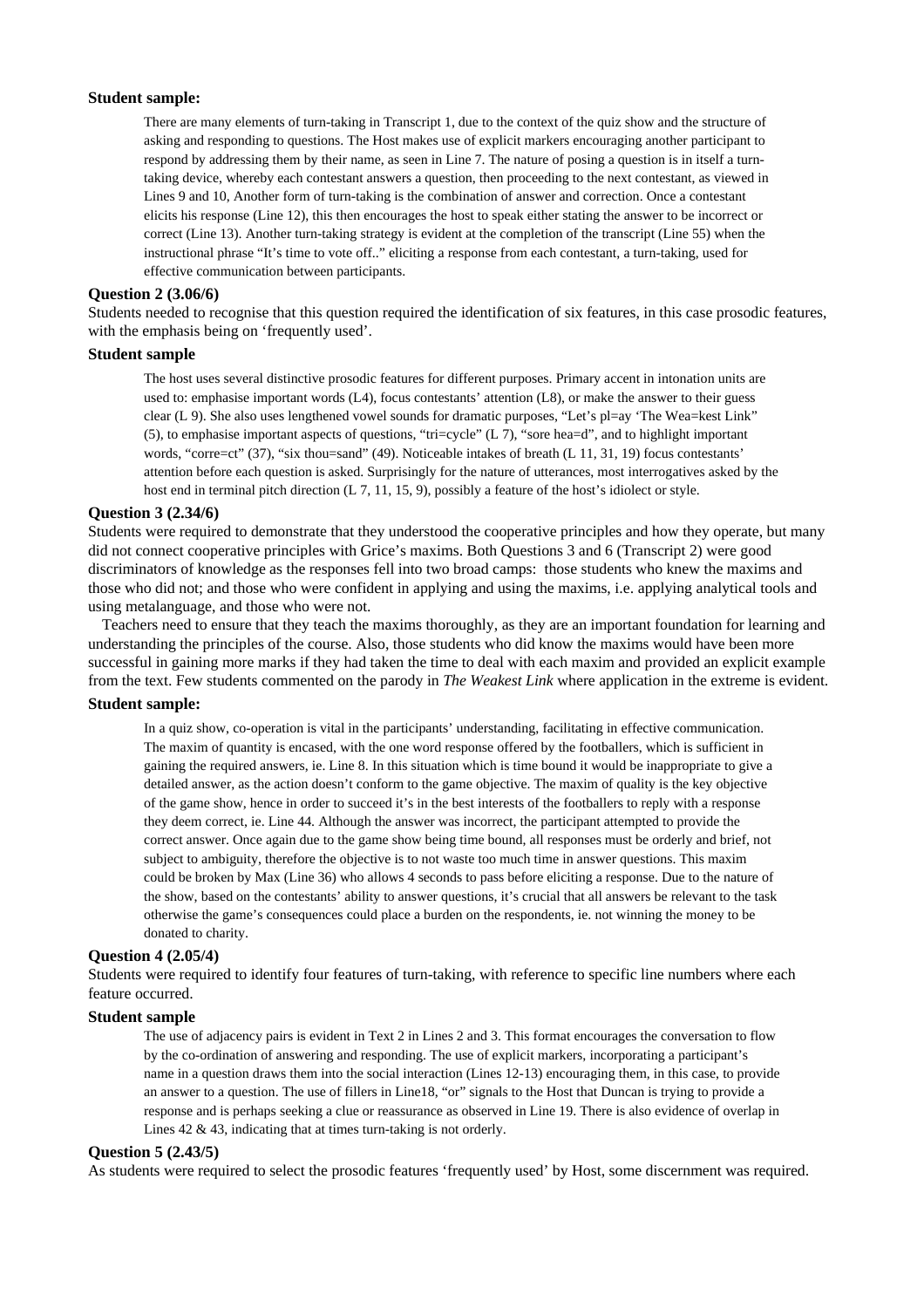**Student sample:**

> There are many elements of turn-taking in Transcript 1, due to the context of the quiz show and the structure of asking and responding to questions. The Host makes use of explicit markers encouraging another participant to respond by addressing them by their name, as seen in Line 7. The nature of posing a question is in itself a turn-taking device, whereby each contestant answers a question, then proceeding to the next contestant, as viewed in Lines 9 and 10, Another form of turn-taking is the combination of answer and correction. Once a contestant elicits his response (Line 12), this then encourages the host to speak either stating the answer to be incorrect or correct (Line 13). Another turn-taking strategy is evident at the completion of the transcript (Line 55) when the instructional phrase "It's time to vote off.." eliciting a response from each contestant, a turn-taking, used for effective communication between participants.

**Question 2 (3.06/6)**

Students needed to recognise that this question required the identification of six features, in this case prosodic features, with the emphasis being on 'frequently used'.

**Student sample**

> The host uses several distinctive prosodic features for different purposes. Primary accent in intonation units are used to: emphasise important words (L4), focus contestants' attention (L8), or make the answer to their guess clear (L 9). She also uses lengthened vowel sounds for dramatic purposes, "Let's pl=ay 'The Wea=kest Link" (5), to emphasise important aspects of questions, "tri=cycle" (L 7), "sore hea=d", and to highlight important words, "corre=ct" (37), "six thou=sand" (49). Noticeable intakes of breath (L 11, 31, 19) focus contestants' attention before each question is asked. Surprisingly for the nature of utterances, most interrogatives asked by the host end in terminal pitch direction (L 7, 11, 15, 9), possibly a feature of the host's idiolect or style.

**Question 3 (2.34/6)**

Students were required to demonstrate that they understood the cooperative principles and how they operate, but many did not connect cooperative principles with Grice's maxims. Both Questions 3 and 6 (Transcript 2) were good discriminators of knowledge as the responses fell into two broad camps: those students who knew the maxims and those who did not; and those who were confident in applying and using the maxims, i.e. applying analytical tools and using metalanguage, and those who were not.

Teachers need to ensure that they teach the maxims thoroughly, as they are an important foundation for learning and understanding the principles of the course. Also, those students who did know the maxims would have been more successful in gaining more marks if they had taken the time to deal with each maxim and provided an explicit example from the text. Few students commented on the parody in *The Weakest Link* where application in the extreme is evident.

**Student sample:**

> In a quiz show, co-operation is vital in the participants' understanding, facilitating in effective communication. The maxim of quantity is encased, with the one word response offered by the footballers, which is sufficient in gaining the required answers, ie. Line 8. In this situation which is time bound it would be inappropriate to give a detailed answer, as the action doesn't conform to the game objective. The maxim of quality is the key objective of the game show, hence in order to succeed it's in the best interests of the footballers to reply with a response they deem correct, ie. Line 44. Although the answer was incorrect, the participant attempted to provide the correct answer. Once again due to the game show being time bound, all responses must be orderly and brief, not subject to ambiguity, therefore the objective is to not waste too much time in answer questions. This maxim could be broken by Max (Line 36) who allows 4 seconds to pass before eliciting a response. Due to the nature of the show, based on the contestants' ability to answer questions, it's crucial that all answers be relevant to the task otherwise the game's consequences could place a burden on the respondents, ie. not winning the money to be donated to charity.

**Question 4 (2.05/4)**

Students were required to identify four features of turn-taking, with reference to specific line numbers where each feature occurred.

**Student sample**

> The use of adjacency pairs is evident in Text 2 in Lines 2 and 3. This format encourages the conversation to flow by the co-ordination of answering and responding. The use of explicit markers, incorporating a participant's name in a question draws them into the social interaction (Lines 12-13) encouraging them, in this case, to provide an answer to a question. The use of fillers in Line18, "or" signals to the Host that Duncan is trying to provide a response and is perhaps seeking a clue or reassurance as observed in Line 19. There is also evidence of overlap in Lines 42 & 43, indicating that at times turn-taking is not orderly.

**Question 5 (2.43/5)**

As students were required to select the prosodic features 'frequently used' by Host, some discernment was required.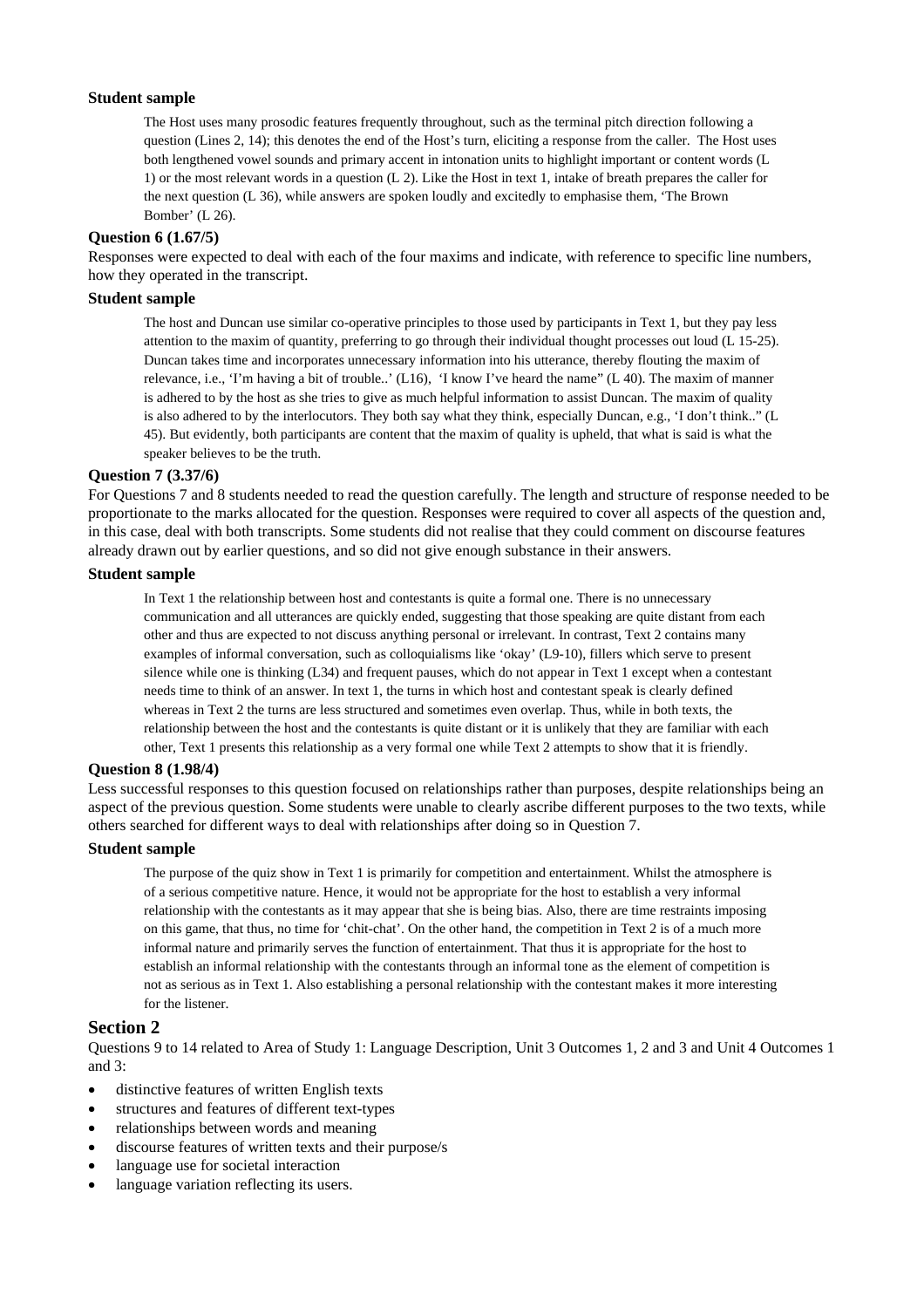### Student sample

> The Host uses many prosodic features frequently throughout, such as the terminal pitch direction following a question (Lines 2, 14); this denotes the end of the Host's turn, eliciting a response from the caller. The Host uses both lengthened vowel sounds and primary accent in intonation units to highlight important or content words (L 1) or the most relevant words in a question (L 2). Like the Host in text 1, intake of breath prepares the caller for the next question (L 36), while answers are spoken loudly and excitedly to emphasise them, 'The Brown Bomber' (L 26).

### Question 6 (1.67/5)

Responses were expected to deal with each of the four maxims and indicate, with reference to specific line numbers, how they operated in the transcript.

### Student sample

> The host and Duncan use similar co-operative principles to those used by participants in Text 1, but they pay less attention to the maxim of quantity, preferring to go through their individual thought processes out loud (L 15-25). Duncan takes time and incorporates unnecessary information into his utterance, thereby flouting the maxim of relevance, i.e., 'I'm having a bit of trouble..' (L16), 'I know I've heard the name" (L 40). The maxim of manner is adhered to by the host as she tries to give as much helpful information to assist Duncan. The maxim of quality is also adhered to by the interlocutors. They both say what they think, especially Duncan, e.g., 'I don't think.." (L 45). But evidently, both participants are content that the maxim of quality is upheld, that what is said is what the speaker believes to be the truth.

### Question 7 (3.37/6)

For Questions 7 and 8 students needed to read the question carefully. The length and structure of response needed to be proportionate to the marks allocated for the question. Responses were required to cover all aspects of the question and, in this case, deal with both transcripts. Some students did not realise that they could comment on discourse features already drawn out by earlier questions, and so did not give enough substance in their answers.

### Student sample

> In Text 1 the relationship between host and contestants is quite a formal one. There is no unnecessary communication and all utterances are quickly ended, suggesting that those speaking are quite distant from each other and thus are expected to not discuss anything personal or irrelevant. In contrast, Text 2 contains many examples of informal conversation, such as colloquialisms like 'okay' (L9-10), fillers which serve to present silence while one is thinking (L34) and frequent pauses, which do not appear in Text 1 except when a contestant needs time to think of an answer. In text 1, the turns in which host and contestant speak is clearly defined whereas in Text 2 the turns are less structured and sometimes even overlap. Thus, while in both texts, the relationship between the host and the contestants is quite distant or it is unlikely that they are familiar with each other, Text 1 presents this relationship as a very formal one while Text 2 attempts to show that it is friendly.

### Question 8 (1.98/4)

Less successful responses to this question focused on relationships rather than purposes, despite relationships being an aspect of the previous question. Some students were unable to clearly ascribe different purposes to the two texts, while others searched for different ways to deal with relationships after doing so in Question 7.

### Student sample

> The purpose of the quiz show in Text 1 is primarily for competition and entertainment. Whilst the atmosphere is of a serious competitive nature. Hence, it would not be appropriate for the host to establish a very informal relationship with the contestants as it may appear that she is being bias. Also, there are time restraints imposing on this game, that thus, no time for 'chit-chat'. On the other hand, the competition in Text 2 is of a much more informal nature and primarily serves the function of entertainment. That thus it is appropriate for the host to establish an informal relationship with the contestants through an informal tone as the element of competition is not as serious as in Text 1. Also establishing a personal relationship with the contestant makes it more interesting for the listener.

## Section 2

Questions 9 to 14 related to Area of Study 1: Language Description, Unit 3 Outcomes 1, 2 and 3 and Unit 4 Outcomes 1 and 3:

- distinctive features of written English texts
- structures and features of different text-types
- relationships between words and meaning
- discourse features of written texts and their purpose/s
- language use for societal interaction
- language variation reflecting its users.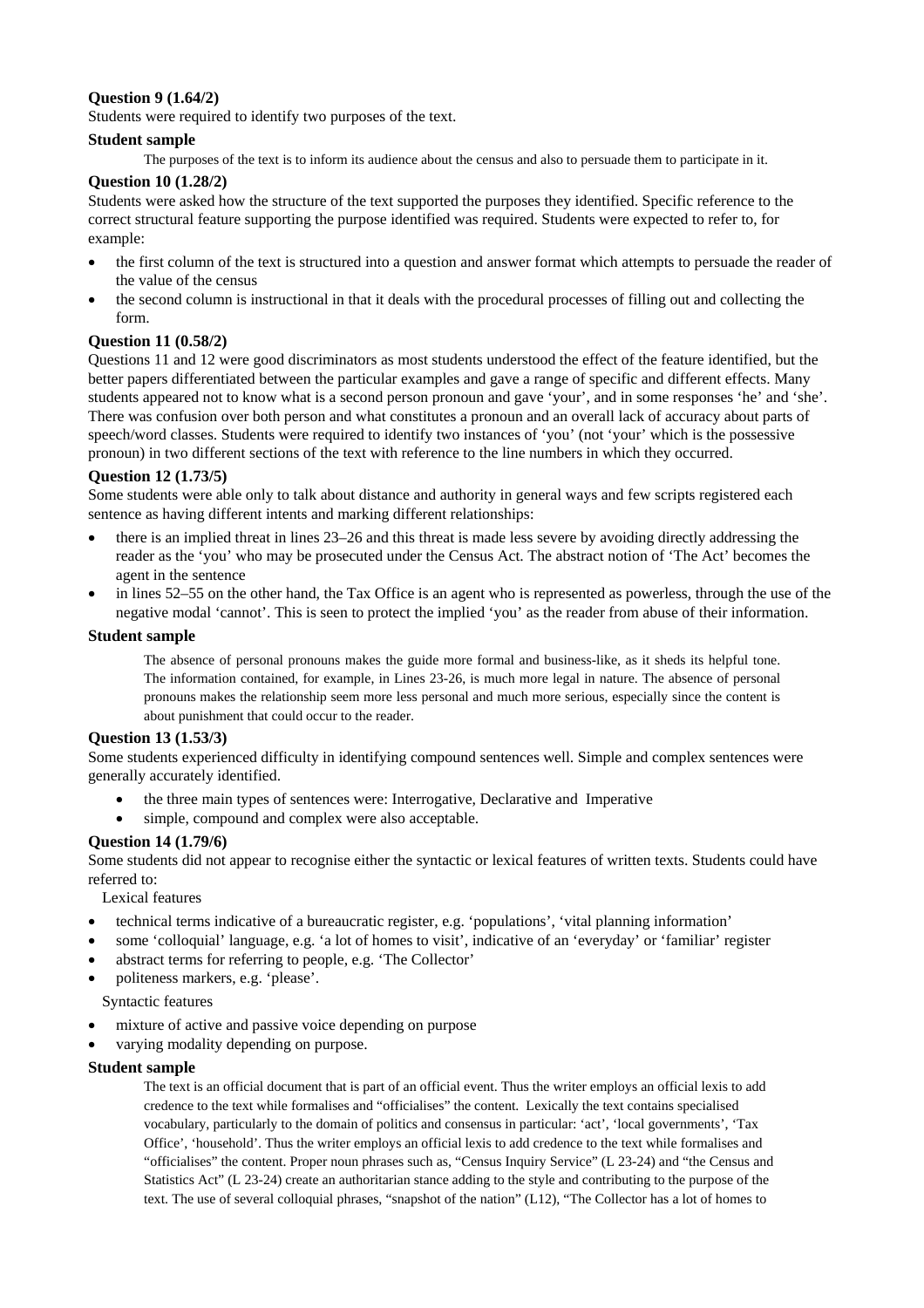**Question 9 (1.64/2)**

Students were required to identify two purposes of the text.

**Student sample**

> The purposes of the text is to inform its audience about the census and also to persuade them to participate in it.

**Question 10 (1.28/2)**

Students were asked how the structure of the text supported the purposes they identified. Specific reference to the correct structural feature supporting the purpose identified was required. Students were expected to refer to, for example:

- the first column of the text is structured into a question and answer format which attempts to persuade the reader of the value of the census
- the second column is instructional in that it deals with the procedural processes of filling out and collecting the form.

**Question 11 (0.58/2)**

Questions 11 and 12 were good discriminators as most students understood the effect of the feature identified, but the better papers differentiated between the particular examples and gave a range of specific and different effects. Many students appeared not to know what is a second person pronoun and gave 'your', and in some responses 'he' and 'she'. There was confusion over both person and what constitutes a pronoun and an overall lack of accuracy about parts of speech/word classes. Students were required to identify two instances of 'you' (not 'your' which is the possessive pronoun) in two different sections of the text with reference to the line numbers in which they occurred.

**Question 12 (1.73/5)**

Some students were able only to talk about distance and authority in general ways and few scripts registered each sentence as having different intents and marking different relationships:

- there is an implied threat in lines 23–26 and this threat is made less severe by avoiding directly addressing the reader as the 'you' who may be prosecuted under the Census Act. The abstract notion of 'The Act' becomes the agent in the sentence
- in lines 52–55 on the other hand, the Tax Office is an agent who is represented as powerless, through the use of the negative modal 'cannot'. This is seen to protect the implied 'you' as the reader from abuse of their information.

**Student sample**

> The absence of personal pronouns makes the guide more formal and business-like, as it sheds its helpful tone. The information contained, for example, in Lines 23-26, is much more legal in nature. The absence of personal pronouns makes the relationship seem more less personal and much more serious, especially since the content is about punishment that could occur to the reader.

**Question 13 (1.53/3)**

Some students experienced difficulty in identifying compound sentences well. Simple and complex sentences were generally accurately identified.

- the three main types of sentences were: Interrogative, Declarative and Imperative
- simple, compound and complex were also acceptable.

**Question 14 (1.79/6)**

Some students did not appear to recognise either the syntactic or lexical features of written texts. Students could have referred to:

Lexical features

- technical terms indicative of a bureaucratic register, e.g. 'populations', 'vital planning information'
- some 'colloquial' language, e.g. 'a lot of homes to visit', indicative of an 'everyday' or 'familiar' register
- abstract terms for referring to people, e.g. 'The Collector'
- politeness markers, e.g. 'please'.

Syntactic features

- mixture of active and passive voice depending on purpose
- varying modality depending on purpose.

**Student sample**

> The text is an official document that is part of an official event. Thus the writer employs an official lexis to add credence to the text while formalises and "officialises" the content. Lexically the text contains specialised vocabulary, particularly to the domain of politics and consensus in particular: 'act', 'local governments', 'Tax Office', 'household'. Thus the writer employs an official lexis to add credence to the text while formalises and "officialises" the content. Proper noun phrases such as, "Census Inquiry Service" (L 23-24) and "the Census and Statistics Act" (L 23-24) create an authoritarian stance adding to the style and contributing to the purpose of the text. The use of several colloquial phrases, "snapshot of the nation" (L12), "The Collector has a lot of homes to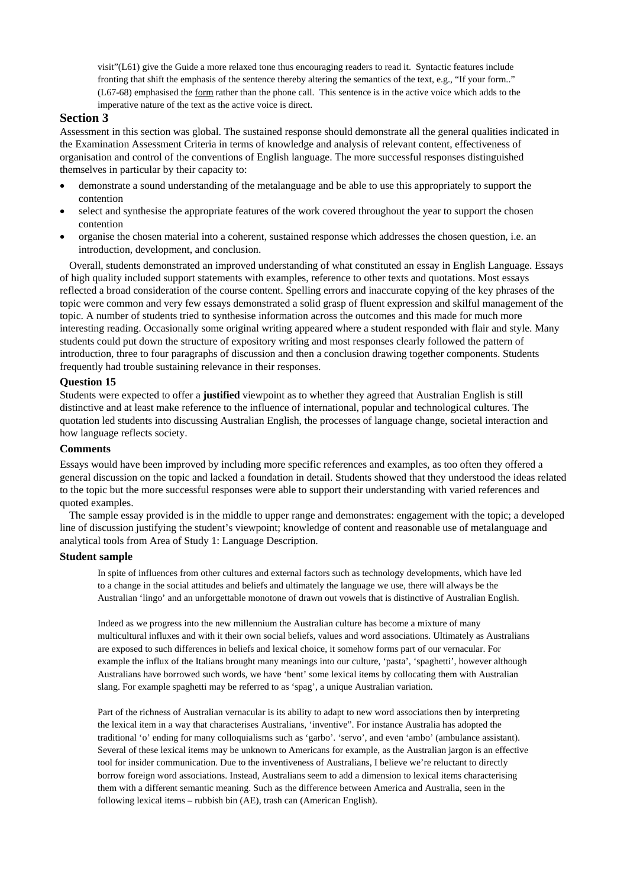visit"(L61) give the Guide a more relaxed tone thus encouraging readers to read it. Syntactic features include fronting that shift the emphasis of the sentence thereby altering the semantics of the text, e.g., "If your form.." (L67-68) emphasised the form rather than the phone call. This sentence is in the active voice which adds to the imperative nature of the text as the active voice is direct.

## Section 3

Assessment in this section was global. The sustained response should demonstrate all the general qualities indicated in the Examination Assessment Criteria in terms of knowledge and analysis of relevant content, effectiveness of organisation and control of the conventions of English language. The more successful responses distinguished themselves in particular by their capacity to:

- demonstrate a sound understanding of the metalanguage and be able to use this appropriately to support the contention
- select and synthesise the appropriate features of the work covered throughout the year to support the chosen contention
- organise the chosen material into a coherent, sustained response which addresses the chosen question, i.e. an introduction, development, and conclusion.

Overall, students demonstrated an improved understanding of what constituted an essay in English Language. Essays of high quality included support statements with examples, reference to other texts and quotations. Most essays reflected a broad consideration of the course content. Spelling errors and inaccurate copying of the key phrases of the topic were common and very few essays demonstrated a solid grasp of fluent expression and skilful management of the topic. A number of students tried to synthesise information across the outcomes and this made for much more interesting reading. Occasionally some original writing appeared where a student responded with flair and style. Many students could put down the structure of expository writing and most responses clearly followed the pattern of introduction, three to four paragraphs of discussion and then a conclusion drawing together components. Students frequently had trouble sustaining relevance in their responses.

### Question 15

Students were expected to offer a **justified** viewpoint as to whether they agreed that Australian English is still distinctive and at least make reference to the influence of international, popular and technological cultures. The quotation led students into discussing Australian English, the processes of language change, societal interaction and how language reflects society.

### Comments

Essays would have been improved by including more specific references and examples, as too often they offered a general discussion on the topic and lacked a foundation in detail. Students showed that they understood the ideas related to the topic but the more successful responses were able to support their understanding with varied references and quoted examples.

The sample essay provided is in the middle to upper range and demonstrates: engagement with the topic; a developed line of discussion justifying the student's viewpoint; knowledge of content and reasonable use of metalanguage and analytical tools from Area of Study 1: Language Description.

### Student sample

In spite of influences from other cultures and external factors such as technology developments, which have led to a change in the social attitudes and beliefs and ultimately the language we use, there will always be the Australian 'lingo' and an unforgettable monotone of drawn out vowels that is distinctive of Australian English.

Indeed as we progress into the new millennium the Australian culture has become a mixture of many multicultural influxes and with it their own social beliefs, values and word associations. Ultimately as Australians are exposed to such differences in beliefs and lexical choice, it somehow forms part of our vernacular. For example the influx of the Italians brought many meanings into our culture, 'pasta', 'spaghetti', however although Australians have borrowed such words, we have 'bent' some lexical items by collocating them with Australian slang. For example spaghetti may be referred to as 'spag', a unique Australian variation.

Part of the richness of Australian vernacular is its ability to adapt to new word associations then by interpreting the lexical item in a way that characterises Australians, 'inventive". For instance Australia has adopted the traditional 'o' ending for many colloquialisms such as 'garbo'. 'servo', and even 'ambo' (ambulance assistant). Several of these lexical items may be unknown to Americans for example, as the Australian jargon is an effective tool for insider communication. Due to the inventiveness of Australians, I believe we're reluctant to directly borrow foreign word associations. Instead, Australians seem to add a dimension to lexical items characterising them with a different semantic meaning. Such as the difference between America and Australia, seen in the following lexical items – rubbish bin (AE), trash can (American English).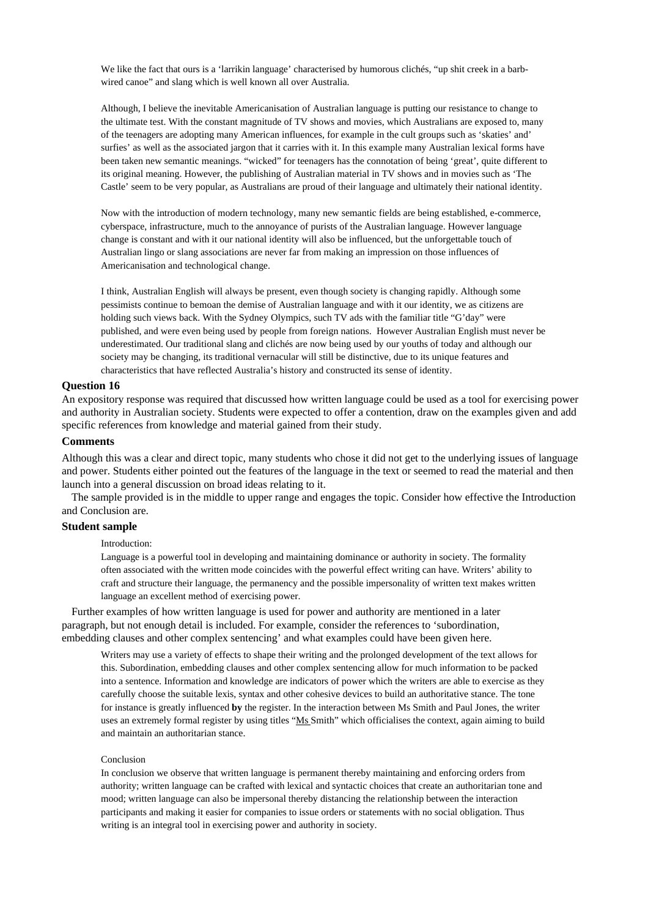We like the fact that ours is a 'larrikin language' characterised by humorous clichés, "up shit creek in a barb-wired canoe" and slang which is well known all over Australia.

Although, I believe the inevitable Americanisation of Australian language is putting our resistance to change to the ultimate test. With the constant magnitude of TV shows and movies, which Australians are exposed to, many of the teenagers are adopting many American influences, for example in the cult groups such as 'skaties' and' surfies' as well as the associated jargon that it carries with it. In this example many Australian lexical forms have been taken new semantic meanings. "wicked" for teenagers has the connotation of being 'great', quite different to its original meaning. However, the publishing of Australian material in TV shows and in movies such as 'The Castle' seem to be very popular, as Australians are proud of their language and ultimately their national identity.

Now with the introduction of modern technology, many new semantic fields are being established, e-commerce, cyberspace, infrastructure, much to the annoyance of purists of the Australian language. However language change is constant and with it our national identity will also be influenced, but the unforgettable touch of Australian lingo or slang associations are never far from making an impression on those influences of Americanisation and technological change.

I think, Australian English will always be present, even though society is changing rapidly. Although some pessimists continue to bemoan the demise of Australian language and with it our identity, we as citizens are holding such views back. With the Sydney Olympics, such TV ads with the familiar title "G'day" were published, and were even being used by people from foreign nations. However Australian English must never be underestimated. Our traditional slang and clichés are now being used by our youths of today and although our society may be changing, its traditional vernacular will still be distinctive, due to its unique features and characteristics that have reflected Australia's history and constructed its sense of identity.

### Question 16

An expository response was required that discussed how written language could be used as a tool for exercising power and authority in Australian society. Students were expected to offer a contention, draw on the examples given and add specific references from knowledge and material gained from their study.

### Comments

Although this was a clear and direct topic, many students who chose it did not get to the underlying issues of language and power. Students either pointed out the features of the language in the text or seemed to read the material and then launch into a general discussion on broad ideas relating to it.

The sample provided is in the middle to upper range and engages the topic. Consider how effective the Introduction and Conclusion are.

### Student sample

Introduction:

Language is a powerful tool in developing and maintaining dominance or authority in society. The formality often associated with the written mode coincides with the powerful effect writing can have. Writers' ability to craft and structure their language, the permanency and the possible impersonality of written text makes written language an excellent method of exercising power.

Further examples of how written language is used for power and authority are mentioned in a later paragraph, but not enough detail is included. For example, consider the references to 'subordination, embedding clauses and other complex sentencing' and what examples could have been given here.

Writers may use a variety of effects to shape their writing and the prolonged development of the text allows for this. Subordination, embedding clauses and other complex sentencing allow for much information to be packed into a sentence. Information and knowledge are indicators of power which the writers are able to exercise as they carefully choose the suitable lexis, syntax and other cohesive devices to build an authoritative stance. The tone for instance is greatly influenced **by** the register. In the interaction between Ms Smith and Paul Jones, the writer uses an extremely formal register by using titles "Ms Smith" which officialises the context, again aiming to build and maintain an authoritarian stance.

Conclusion

In conclusion we observe that written language is permanent thereby maintaining and enforcing orders from authority; written language can be crafted with lexical and syntactic choices that create an authoritarian tone and mood; written language can also be impersonal thereby distancing the relationship between the interaction participants and making it easier for companies to issue orders or statements with no social obligation. Thus writing is an integral tool in exercising power and authority in society.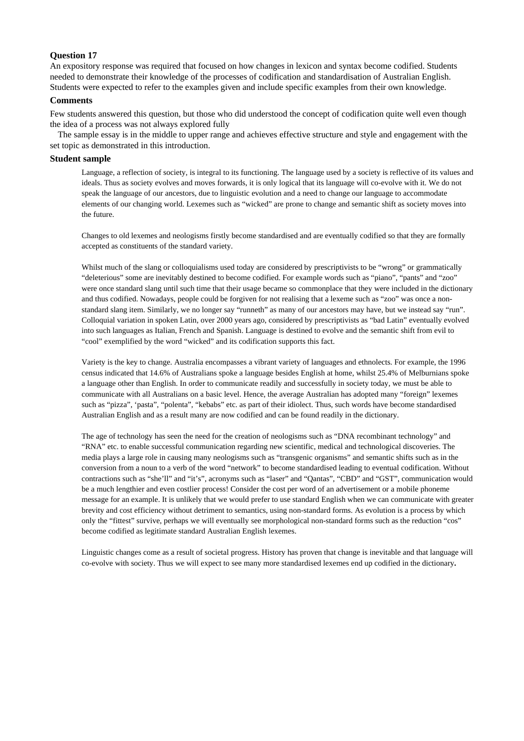**Question 17**

An expository response was required that focused on how changes in lexicon and syntax become codified. Students needed to demonstrate their knowledge of the processes of codification and standardisation of Australian English. Students were expected to refer to the examples given and include specific examples from their own knowledge.

**Comments**

Few students answered this question, but those who did understood the concept of codification quite well even though the idea of a process was not always explored fully

The sample essay is in the middle to upper range and achieves effective structure and style and engagement with the set topic as demonstrated in this introduction.

**Student sample**

Language, a reflection of society, is integral to its functioning. The language used by a society is reflective of its values and ideals. Thus as society evolves and moves forwards, it is only logical that its language will co-evolve with it. We do not speak the language of our ancestors, due to linguistic evolution and a need to change our language to accommodate elements of our changing world. Lexemes such as "wicked" are prone to change and semantic shift as society moves into the future.

Changes to old lexemes and neologisms firstly become standardised and are eventually codified so that they are formally accepted as constituents of the standard variety.

Whilst much of the slang or colloquialisms used today are considered by prescriptivists to be "wrong" or grammatically "deleterious" some are inevitably destined to become codified. For example words such as "piano", "pants" and "zoo" were once standard slang until such time that their usage became so commonplace that they were included in the dictionary and thus codified. Nowadays, people could be forgiven for not realising that a lexeme such as "zoo" was once a non-standard slang item. Similarly, we no longer say "runneth" as many of our ancestors may have, but we instead say "run". Colloquial variation in spoken Latin, over 2000 years ago, considered by prescriptivists as "bad Latin" eventually evolved into such languages as Italian, French and Spanish. Language is destined to evolve and the semantic shift from evil to "cool" exemplified by the word "wicked" and its codification supports this fact.

Variety is the key to change. Australia encompasses a vibrant variety of languages and ethnolects. For example, the 1996 census indicated that 14.6% of Australians spoke a language besides English at home, whilst 25.4% of Melburnians spoke a language other than English. In order to communicate readily and successfully in society today, we must be able to communicate with all Australians on a basic level. Hence, the average Australian has adopted many "foreign" lexemes such as "pizza", 'pasta", "polenta", "kebabs" etc. as part of their idiolect. Thus, such words have become standardised Australian English and as a result many are now codified and can be found readily in the dictionary.

The age of technology has seen the need for the creation of neologisms such as "DNA recombinant technology" and "RNA" etc. to enable successful communication regarding new scientific, medical and technological discoveries. The media plays a large role in causing many neologisms such as "transgenic organisms" and semantic shifts such as in the conversion from a noun to a verb of the word "network" to become standardised leading to eventual codification. Without contractions such as "she'll" and "it's", acronyms such as "laser" and "Qantas", "CBD" and "GST", communication would be a much lengthier and even costlier process! Consider the cost per word of an advertisement or a mobile phoneme message for an example. It is unlikely that we would prefer to use standard English when we can communicate with greater brevity and cost efficiency without detriment to semantics, using non-standard forms. As evolution is a process by which only the "fittest" survive, perhaps we will eventually see morphological non-standard forms such as the reduction "cos" become codified as legitimate standard Australian English lexemes.

Linguistic changes come as a result of societal progress. History has proven that change is inevitable and that language will co-evolve with society. Thus we will expect to see many more standardised lexemes end up codified in the dictionary**.**